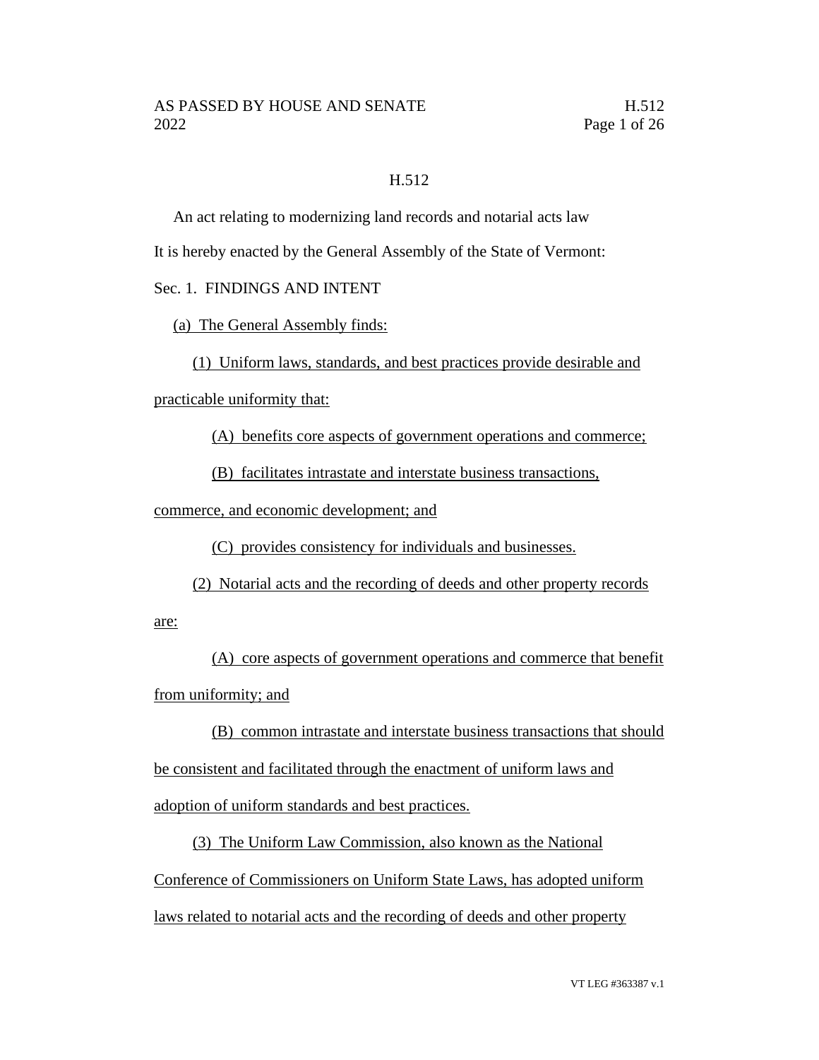# H.512

An act relating to modernizing land records and notarial acts law

It is hereby enacted by the General Assembly of the State of Vermont:

Sec. 1. FINDINGS AND INTENT

(a) The General Assembly finds:

(1) Uniform laws, standards, and best practices provide desirable and practicable uniformity that:

(A) benefits core aspects of government operations and commerce;

(B) facilitates intrastate and interstate business transactions, commerce, and economic development; and

(C) provides consistency for individuals and businesses.

(2) Notarial acts and the recording of deeds and other property records are:

(A) core aspects of government operations and commerce that benefit from uniformity; and

(B) common intrastate and interstate business transactions that should be consistent and facilitated through the enactment of uniform laws and adoption of uniform standards and best practices.

(3) The Uniform Law Commission, also known as the National Conference of Commissioners on Uniform State Laws, has adopted uniform laws related to notarial acts and the recording of deeds and other property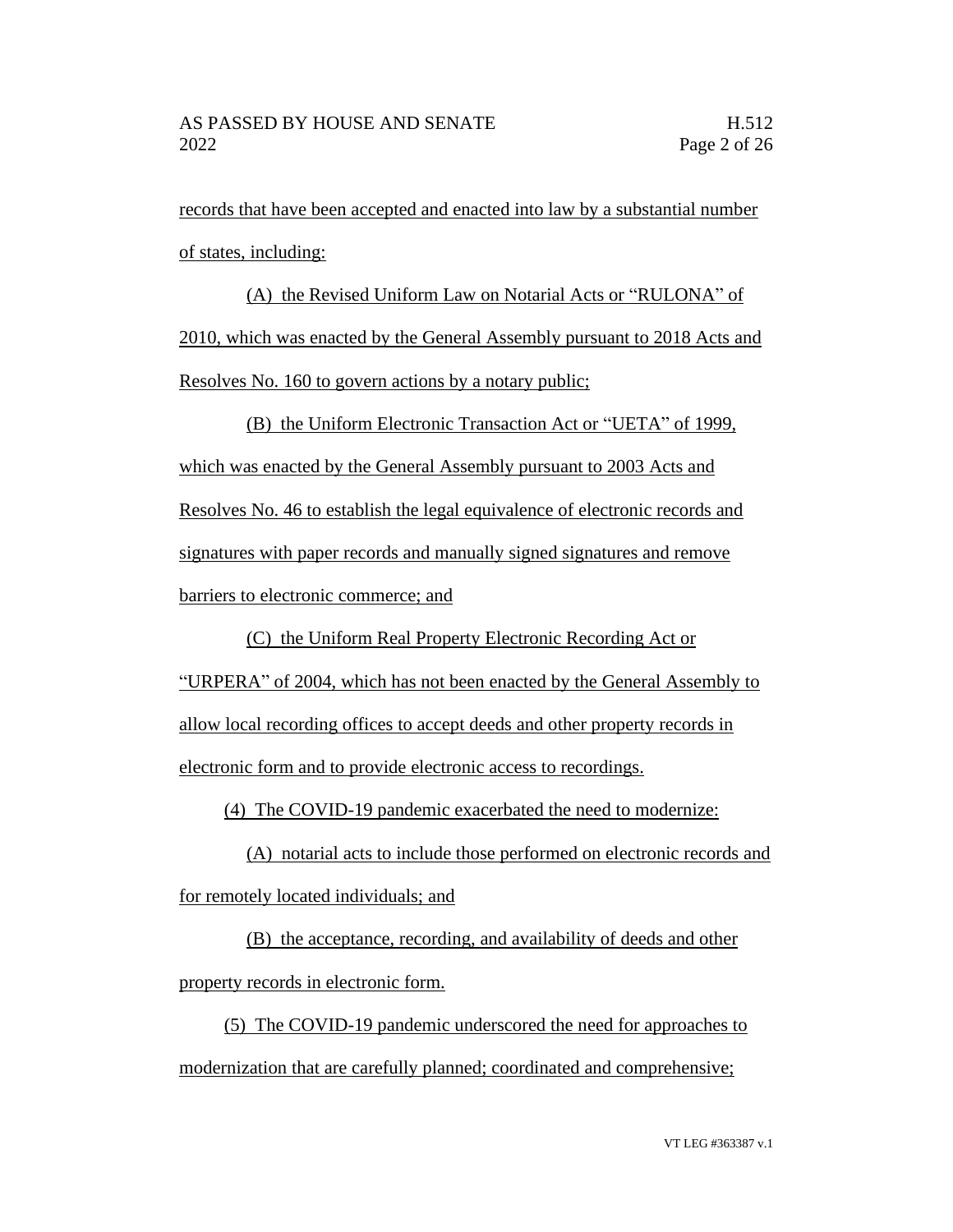records that have been accepted and enacted into law by a substantial number of states, including:

(A) the Revised Uniform Law on Notarial Acts or "RULONA" of 2010, which was enacted by the General Assembly pursuant to 2018 Acts and Resolves No. 160 to govern actions by a notary public;

(B) the Uniform Electronic Transaction Act or "UETA" of 1999, which was enacted by the General Assembly pursuant to 2003 Acts and Resolves No. 46 to establish the legal equivalence of electronic records and signatures with paper records and manually signed signatures and remove barriers to electronic commerce; and

(C) the Uniform Real Property Electronic Recording Act or "URPERA" of 2004, which has not been enacted by the General Assembly to allow local recording offices to accept deeds and other property records in electronic form and to provide electronic access to recordings.

(4) The COVID-19 pandemic exacerbated the need to modernize:

(A) notarial acts to include those performed on electronic records and for remotely located individuals; and

(B) the acceptance, recording, and availability of deeds and other property records in electronic form.

(5) The COVID-19 pandemic underscored the need for approaches to modernization that are carefully planned; coordinated and comprehensive;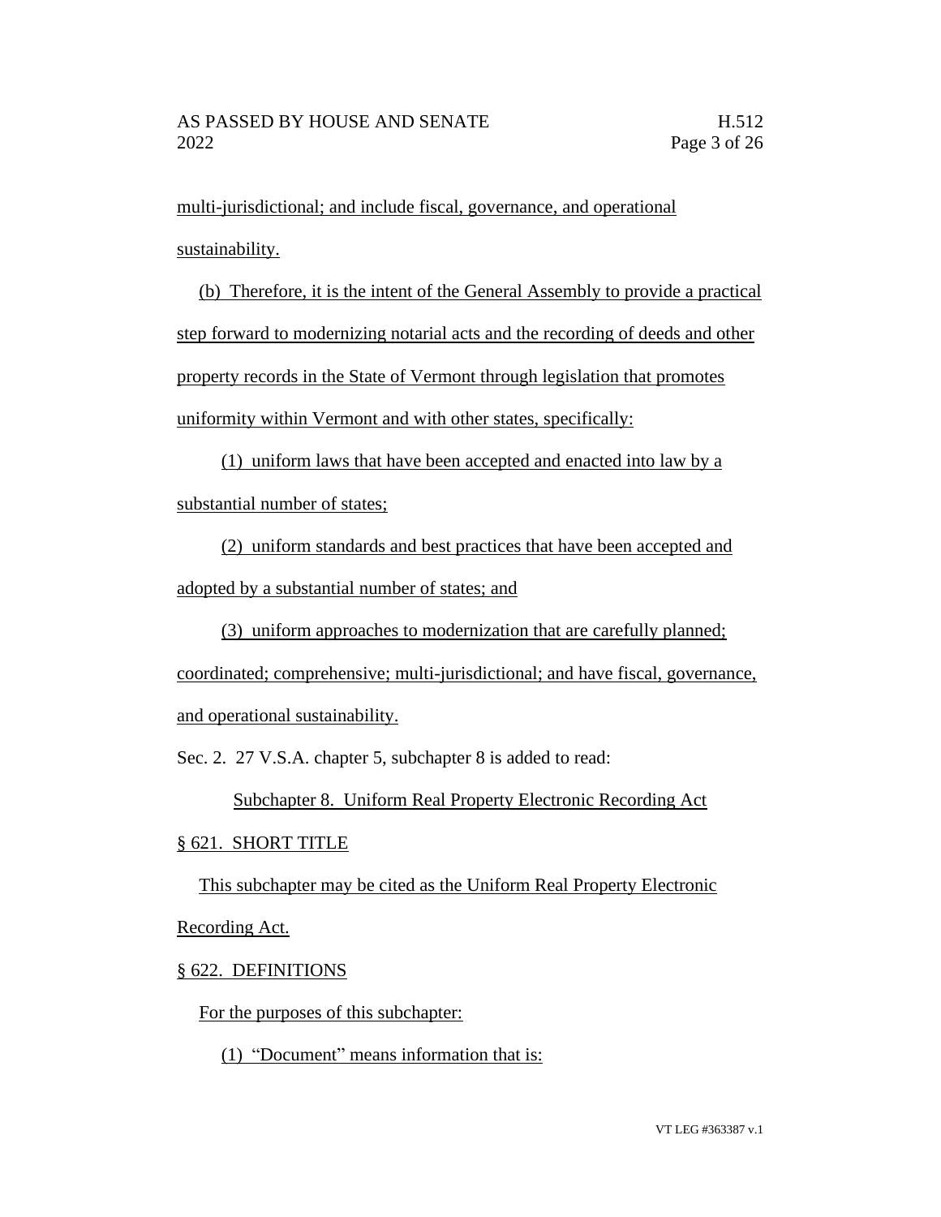multi-jurisdictional; and include fiscal, governance, and operational sustainability.

(b) Therefore, it is the intent of the General Assembly to provide a practical step forward to modernizing notarial acts and the recording of deeds and other property records in the State of Vermont through legislation that promotes uniformity within Vermont and with other states, specifically:

(1) uniform laws that have been accepted and enacted into law by a substantial number of states;

(2) uniform standards and best practices that have been accepted and adopted by a substantial number of states; and

(3) uniform approaches to modernization that are carefully planned; coordinated; comprehensive; multi-jurisdictional; and have fiscal, governance, and operational sustainability.

Sec. 2. 27 V.S.A. chapter 5, subchapter 8 is added to read:

## Subchapter 8. Uniform Real Property Electronic Recording Act

### § 621. SHORT TITLE

This subchapter may be cited as the Uniform Real Property Electronic Recording Act.

### § 622. DEFINITIONS

For the purposes of this subchapter:

(1) "Document" means information that is: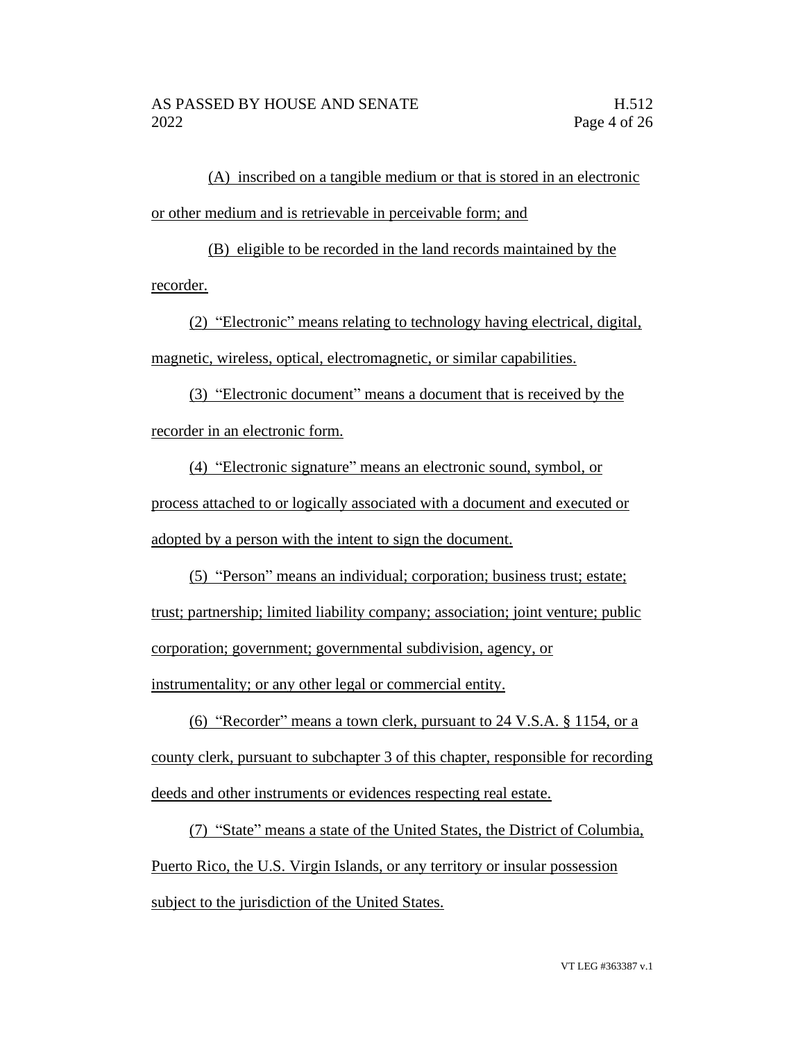(A) inscribed on a tangible medium or that is stored in an electronic or other medium and is retrievable in perceivable form; and

(B) eligible to be recorded in the land records maintained by the recorder.

(2) "Electronic" means relating to technology having electrical, digital, magnetic, wireless, optical, electromagnetic, or similar capabilities.

(3) "Electronic document" means a document that is received by the recorder in an electronic form.

(4) "Electronic signature" means an electronic sound, symbol, or process attached to or logically associated with a document and executed or adopted by a person with the intent to sign the document.

(5) "Person" means an individual; corporation; business trust; estate; trust; partnership; limited liability company; association; joint venture; public corporation; government; governmental subdivision, agency, or instrumentality; or any other legal or commercial entity.

(6) "Recorder" means a town clerk, pursuant to 24 V.S.A. § 1154, or a county clerk, pursuant to subchapter 3 of this chapter, responsible for recording deeds and other instruments or evidences respecting real estate.

(7) "State" means a state of the United States, the District of Columbia, Puerto Rico, the U.S. Virgin Islands, or any territory or insular possession subject to the jurisdiction of the United States.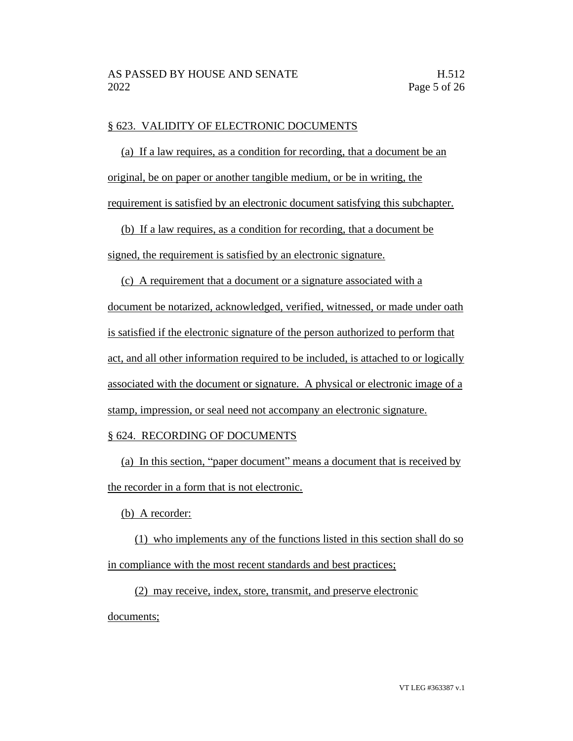§ 623. VALIDITY OF ELECTRONIC DOCUMENTS

(a) If a law requires, as a condition for recording, that a document be an original, be on paper or another tangible medium, or be in writing, the requirement is satisfied by an electronic document satisfying this subchapter.

(b) If a law requires, as a condition for recording, that a document be signed, the requirement is satisfied by an electronic signature.

(c) A requirement that a document or a signature associated with a document be notarized, acknowledged, verified, witnessed, or made under oath is satisfied if the electronic signature of the person authorized to perform that act, and all other information required to be included, is attached to or logically associated with the document or signature. A physical or electronic image of a stamp, impression, or seal need not accompany an electronic signature.

§ 624. RECORDING OF DOCUMENTS

(a) In this section, "paper document" means a document that is received by the recorder in a form that is not electronic.

(b) A recorder:

(1) who implements any of the functions listed in this section shall do so in compliance with the most recent standards and best practices;

(2) may receive, index, store, transmit, and preserve electronic documents;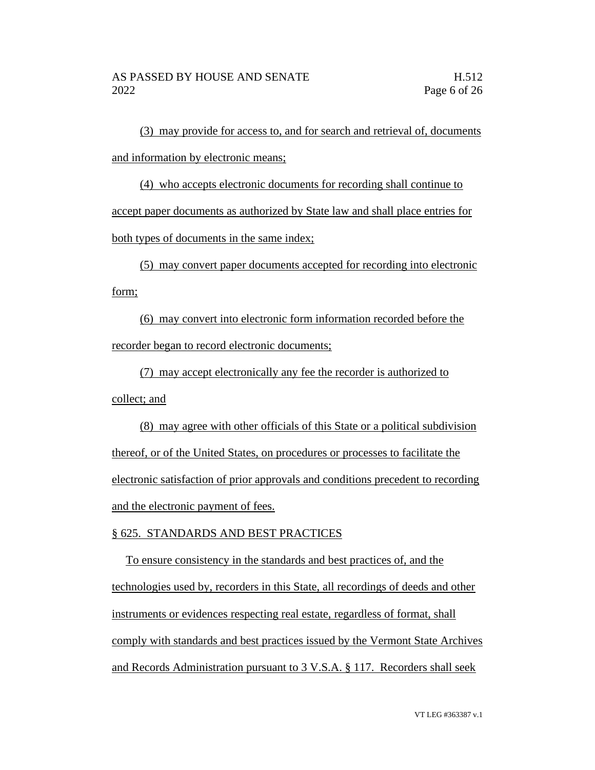(3) may provide for access to, and for search and retrieval of, documents and information by electronic means;

(4) who accepts electronic documents for recording shall continue to accept paper documents as authorized by State law and shall place entries for both types of documents in the same index;

(5) may convert paper documents accepted for recording into electronic form;

(6) may convert into electronic form information recorded before the recorder began to record electronic documents;

(7) may accept electronically any fee the recorder is authorized to collect; and

(8) may agree with other officials of this State or a political subdivision thereof, or of the United States, on procedures or processes to facilitate the electronic satisfaction of prior approvals and conditions precedent to recording and the electronic payment of fees.

§ 625. STANDARDS AND BEST PRACTICES

To ensure consistency in the standards and best practices of, and the technologies used by, recorders in this State, all recordings of deeds and other instruments or evidences respecting real estate, regardless of format, shall comply with standards and best practices issued by the Vermont State Archives and Records Administration pursuant to 3 V.S.A. § 117. Recorders shall seek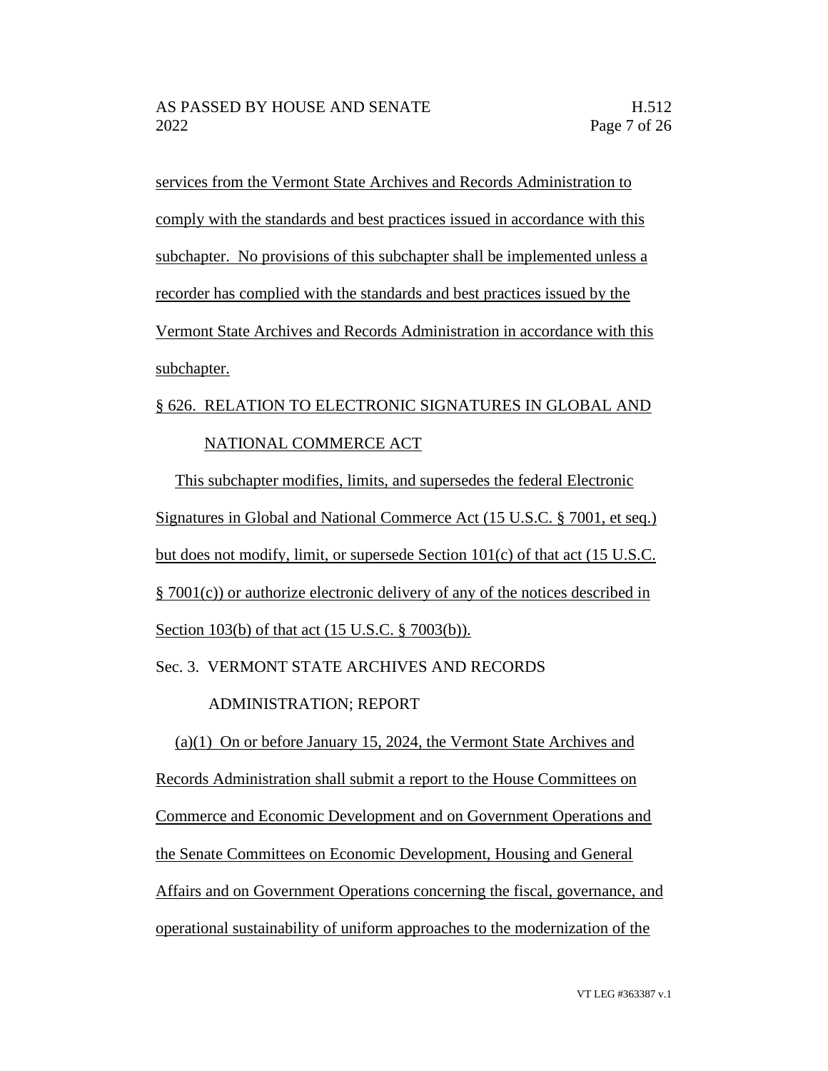services from the Vermont State Archives and Records Administration to comply with the standards and best practices issued in accordance with this subchapter. No provisions of this subchapter shall be implemented unless a recorder has complied with the standards and best practices issued by the Vermont State Archives and Records Administration in accordance with this subchapter.

§ 626. RELATION TO ELECTRONIC SIGNATURES IN GLOBAL AND NATIONAL COMMERCE ACT

This subchapter modifies, limits, and supersedes the federal Electronic Signatures in Global and National Commerce Act (15 U.S.C. § 7001, et seq.) but does not modify, limit, or supersede Section 101(c) of that act (15 U.S.C. § 7001(c)) or authorize electronic delivery of any of the notices described in Section 103(b) of that act (15 U.S.C. § 7003(b)).

Sec. 3. VERMONT STATE ARCHIVES AND RECORDS ADMINISTRATION; REPORT

(a)(1) On or before January 15, 2024, the Vermont State Archives and Records Administration shall submit a report to the House Committees on Commerce and Economic Development and on Government Operations and the Senate Committees on Economic Development, Housing and General Affairs and on Government Operations concerning the fiscal, governance, and operational sustainability of uniform approaches to the modernization of the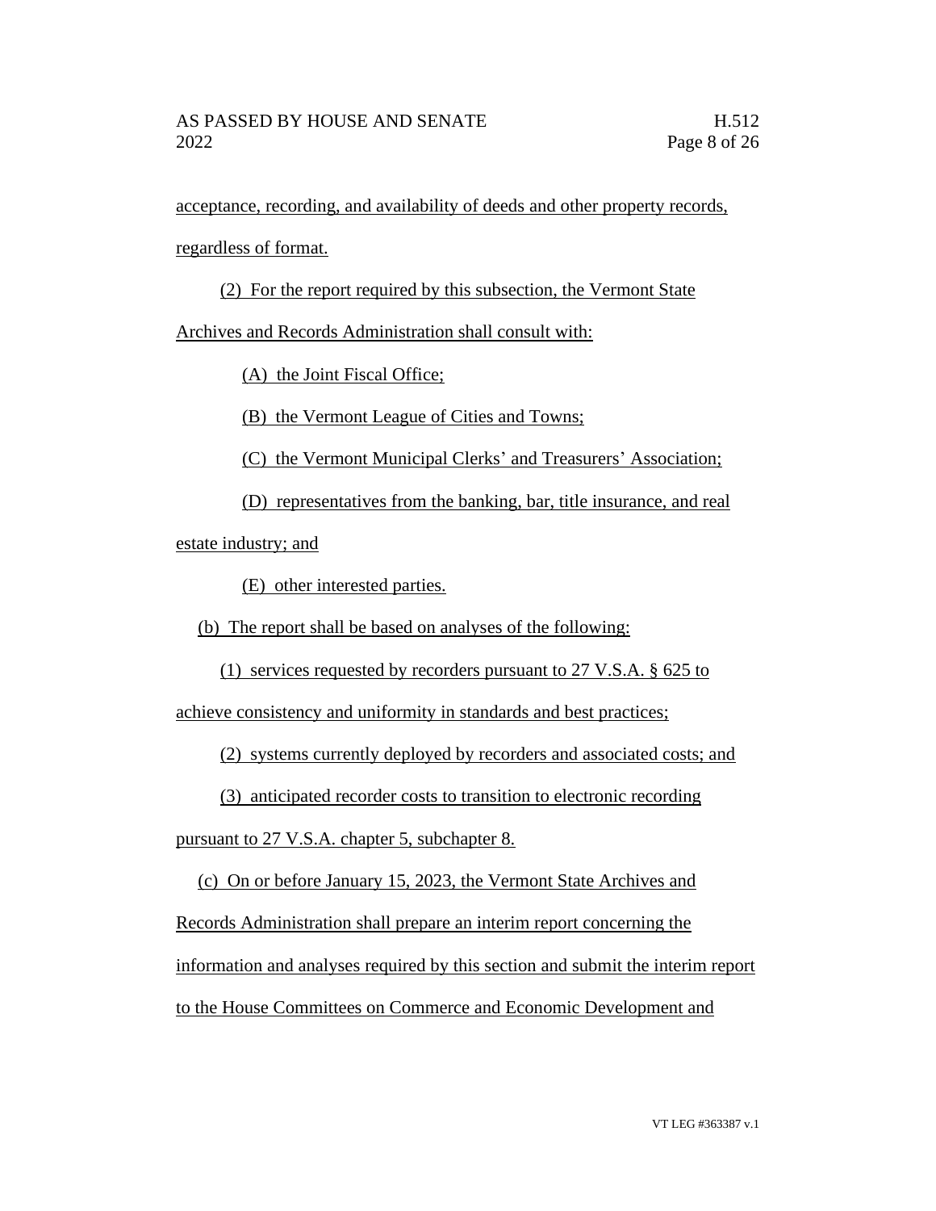acceptance, recording, and availability of deeds and other property records, regardless of format.

(2) For the report required by this subsection, the Vermont State Archives and Records Administration shall consult with:

(A) the Joint Fiscal Office;

(B) the Vermont League of Cities and Towns;

(C) the Vermont Municipal Clerks' and Treasurers' Association;

(D) representatives from the banking, bar, title insurance, and real estate industry; and

(E) other interested parties.

(b) The report shall be based on analyses of the following:

(1) services requested by recorders pursuant to 27 V.S.A. § 625 to achieve consistency and uniformity in standards and best practices;

(2) systems currently deployed by recorders and associated costs; and

(3) anticipated recorder costs to transition to electronic recording pursuant to 27 V.S.A. chapter 5, subchapter 8.

(c) On or before January 15, 2023, the Vermont State Archives and Records Administration shall prepare an interim report concerning the information and analyses required by this section and submit the interim report to the House Committees on Commerce and Economic Development and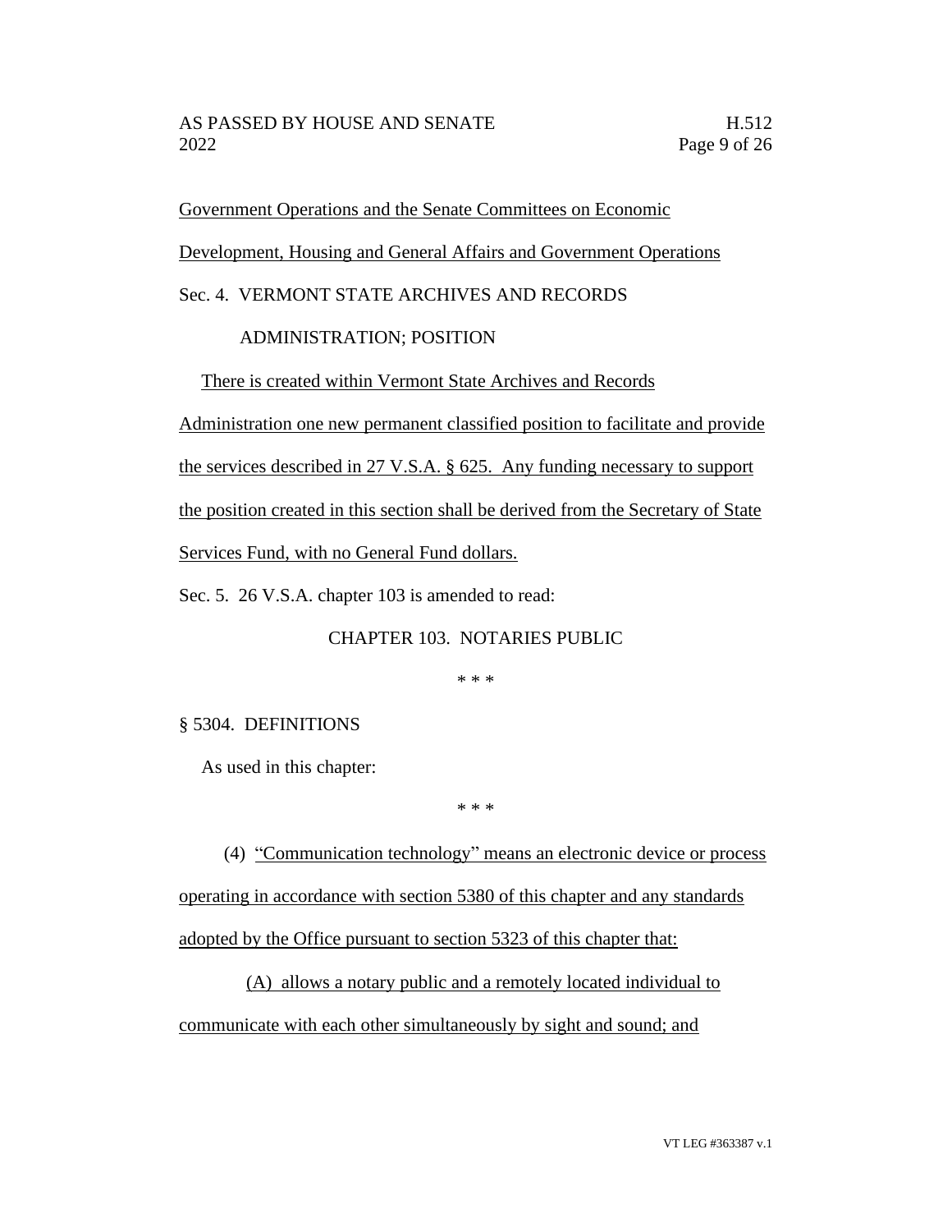Government Operations and the Senate Committees on Economic Development, Housing and General Affairs and Government Operations

Sec. 4. VERMONT STATE ARCHIVES AND RECORDS ADMINISTRATION; POSITION

There is created within Vermont State Archives and Records Administration one new permanent classified position to facilitate and provide the services described in 27 V.S.A. § 625. Any funding necessary to support the position created in this section shall be derived from the Secretary of State Services Fund, with no General Fund dollars.

Sec. 5. 26 V.S.A. chapter 103 is amended to read:

CHAPTER 103. NOTARIES PUBLIC

\* \* \*

§ 5304. DEFINITIONS

As used in this chapter:

\* \* \*

(4) "Communication technology" means an electronic device or process operating in accordance with section 5380 of this chapter and any standards adopted by the Office pursuant to section 5323 of this chapter that:

(A) allows a notary public and a remotely located individual to communicate with each other simultaneously by sight and sound; and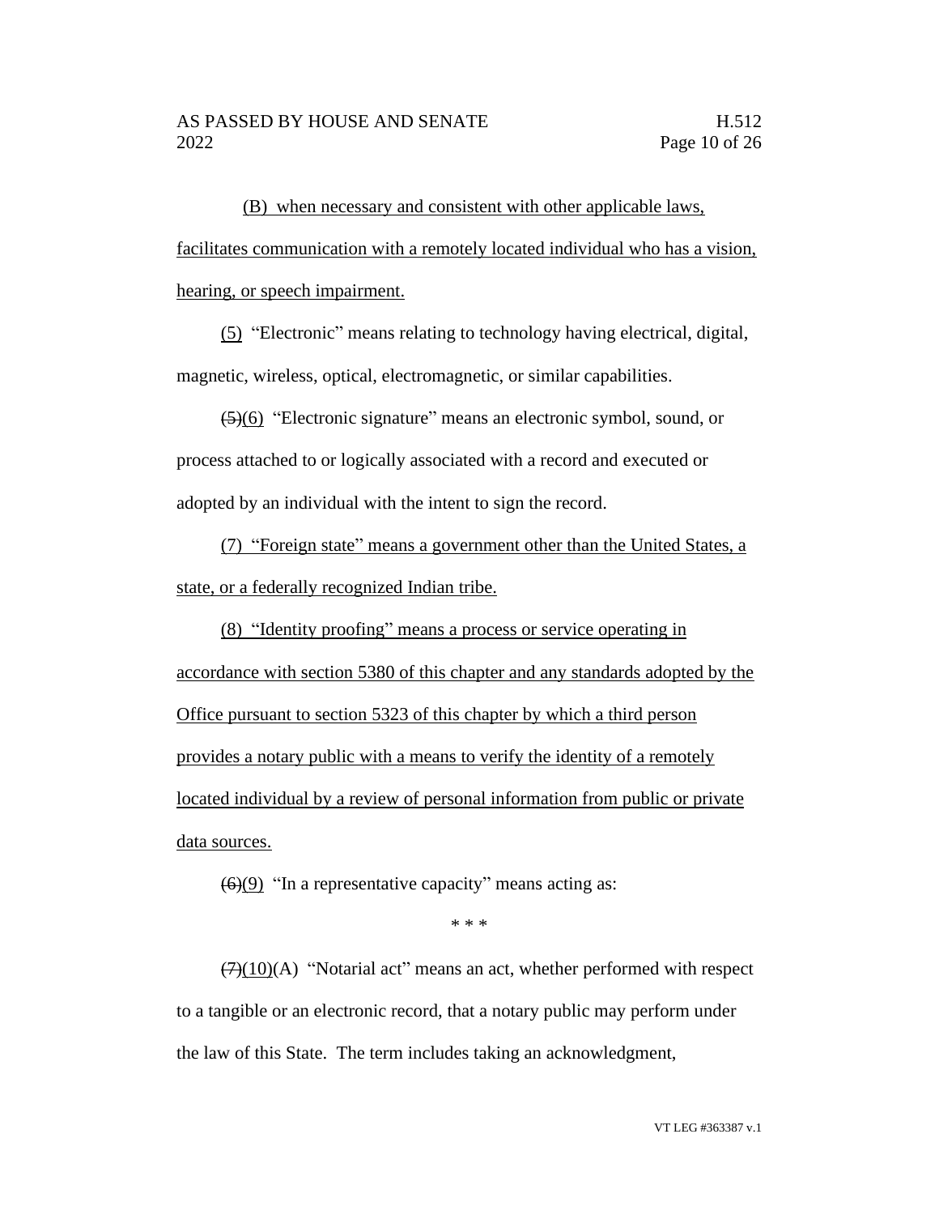(B) when necessary and consistent with other applicable laws, facilitates communication with a remotely located individual who has a vision, hearing, or speech impairment.

(5) "Electronic" means relating to technology having electrical, digital, magnetic, wireless, optical, electromagnetic, or similar capabilities.

~~(5)~~(6) "Electronic signature" means an electronic symbol, sound, or process attached to or logically associated with a record and executed or adopted by an individual with the intent to sign the record.

(7) "Foreign state" means a government other than the United States, a state, or a federally recognized Indian tribe.

(8) "Identity proofing" means a process or service operating in accordance with section 5380 of this chapter and any standards adopted by the Office pursuant to section 5323 of this chapter by which a third person provides a notary public with a means to verify the identity of a remotely located individual by a review of personal information from public or private data sources.

~~(6)~~(9) "In a representative capacity" means acting as:

\* \* \*

~~(7)~~(10)(A) "Notarial act" means an act, whether performed with respect to a tangible or an electronic record, that a notary public may perform under the law of this State. The term includes taking an acknowledgment,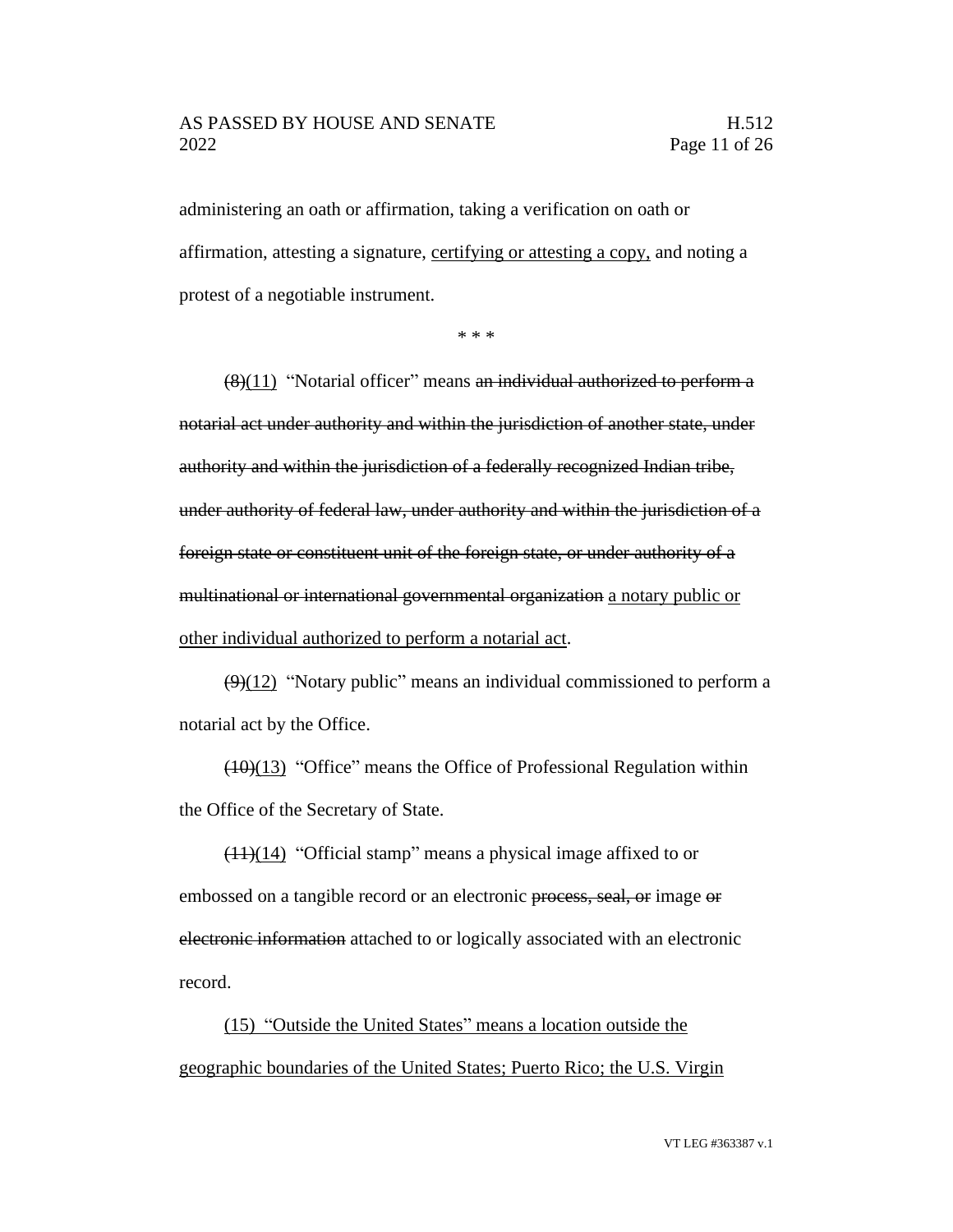administering an oath or affirmation, taking a verification on oath or affirmation, attesting a signature, <u>certifying or attesting a copy,</u> and noting a protest of a negotiable instrument.

\* \* \*

~~(8)~~<u>(11)</u> "Notarial officer" means ~~an individual authorized to perform a notarial act under authority and within the jurisdiction of another state, under authority and within the jurisdiction of a federally recognized Indian tribe, under authority of federal law, under authority and within the jurisdiction of a foreign state or constituent unit of the foreign state, or under authority of a multinational or international governmental organization~~ <u>a notary public or other individual authorized to perform a notarial act</u>.

~~(9)~~<u>(12)</u> "Notary public" means an individual commissioned to perform a notarial act by the Office.

~~(10)~~<u>(13)</u> "Office" means the Office of Professional Regulation within the Office of the Secretary of State.

~~(11)~~<u>(14)</u> "Official stamp" means a physical image affixed to or embossed on a tangible record or an electronic ~~process, seal, or~~ image ~~or electronic information~~ attached to or logically associated with an electronic record.

<u>(15) "Outside the United States" means a location outside the geographic boundaries of the United States; Puerto Rico; the U.S. Virgin</u>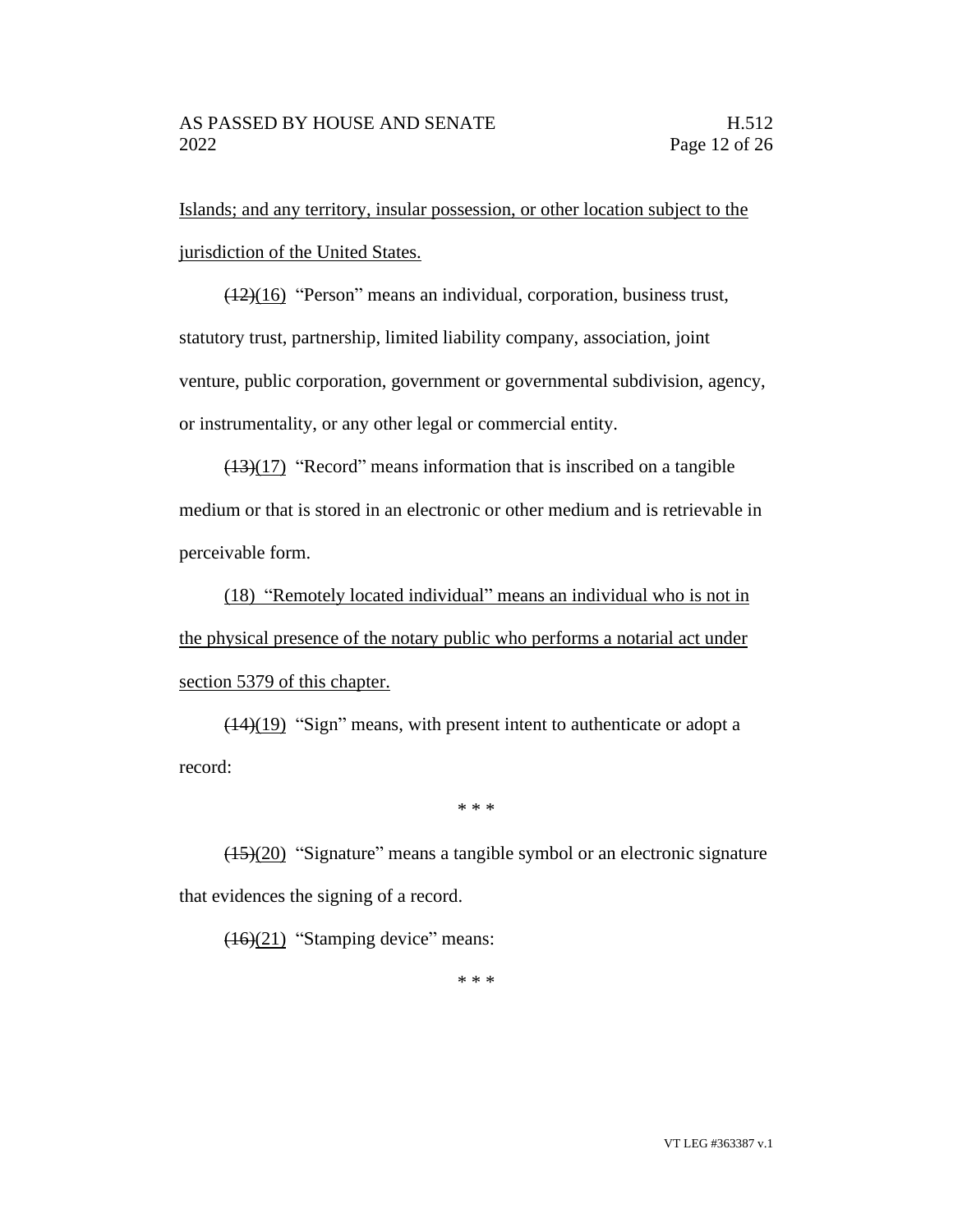Islands; and any territory, insular possession, or other location subject to the jurisdiction of the United States.

~~(12)~~(16) "Person" means an individual, corporation, business trust, statutory trust, partnership, limited liability company, association, joint venture, public corporation, government or governmental subdivision, agency, or instrumentality, or any other legal or commercial entity.

~~(13)~~(17) "Record" means information that is inscribed on a tangible medium or that is stored in an electronic or other medium and is retrievable in perceivable form.

(18) "Remotely located individual" means an individual who is not in the physical presence of the notary public who performs a notarial act under section 5379 of this chapter.

~~(14)~~(19) "Sign" means, with present intent to authenticate or adopt a record:

\* \* \*

~~(15)~~(20) "Signature" means a tangible symbol or an electronic signature that evidences the signing of a record.

~~(16)~~(21) "Stamping device" means:

\* \* \*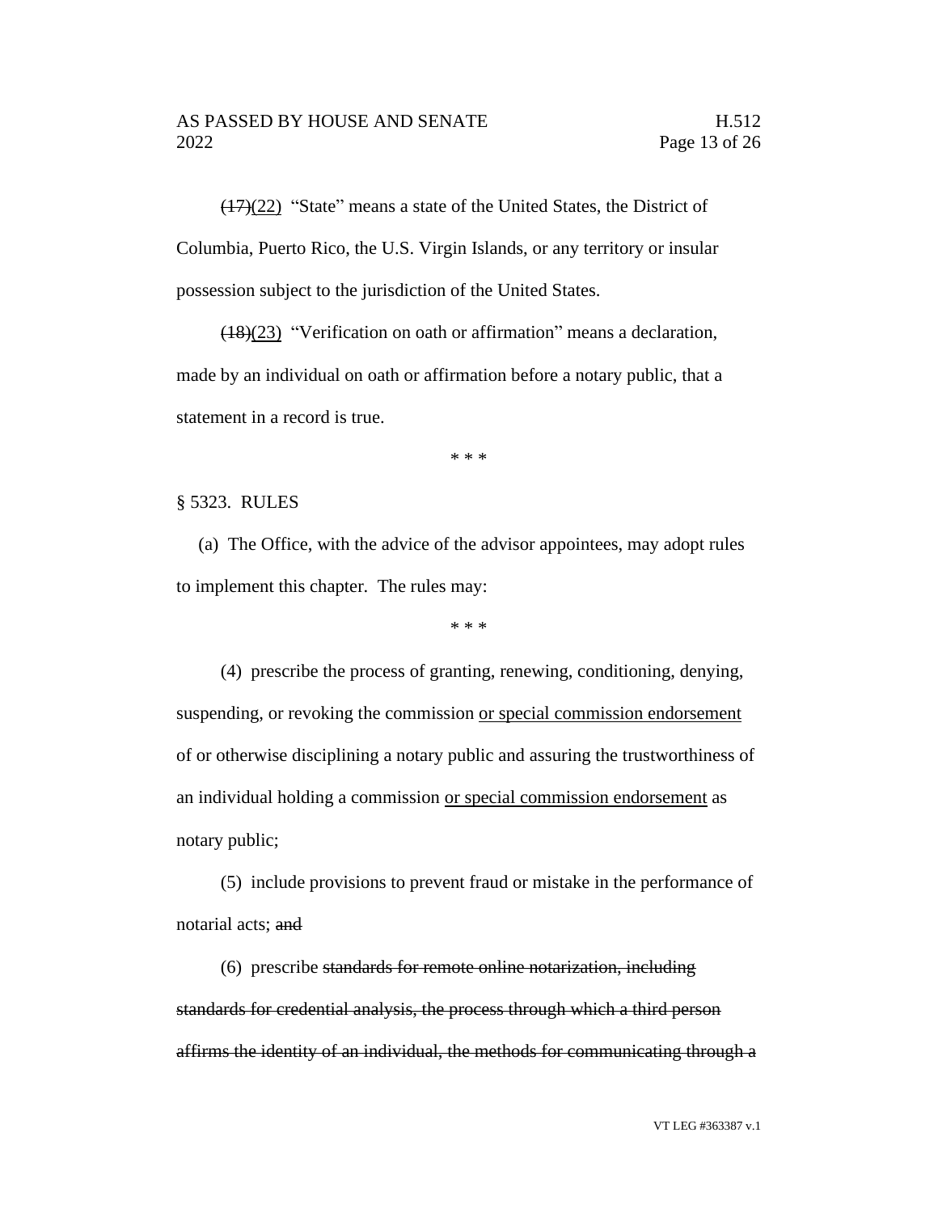~~(17)~~<u>(22)</u> "State" means a state of the United States, the District of Columbia, Puerto Rico, the U.S. Virgin Islands, or any territory or insular possession subject to the jurisdiction of the United States.

~~(18)~~<u>(23)</u> "Verification on oath or affirmation" means a declaration, made by an individual on oath or affirmation before a notary public, that a statement in a record is true.

\* \* \*

§ 5323. RULES

(a) The Office, with the advice of the advisor appointees, may adopt rules to implement this chapter. The rules may:

\* \* \*

(4) prescribe the process of granting, renewing, conditioning, denying, suspending, or revoking the commission <u>or special commission endorsement</u> of or otherwise disciplining a notary public and assuring the trustworthiness of an individual holding a commission <u>or special commission endorsement</u> as notary public;

(5) include provisions to prevent fraud or mistake in the performance of notarial acts; ~~and~~

(6) prescribe ~~standards for remote online notarization, including standards for credential analysis, the process through which a third person affirms the identity of an individual, the methods for communicating through a~~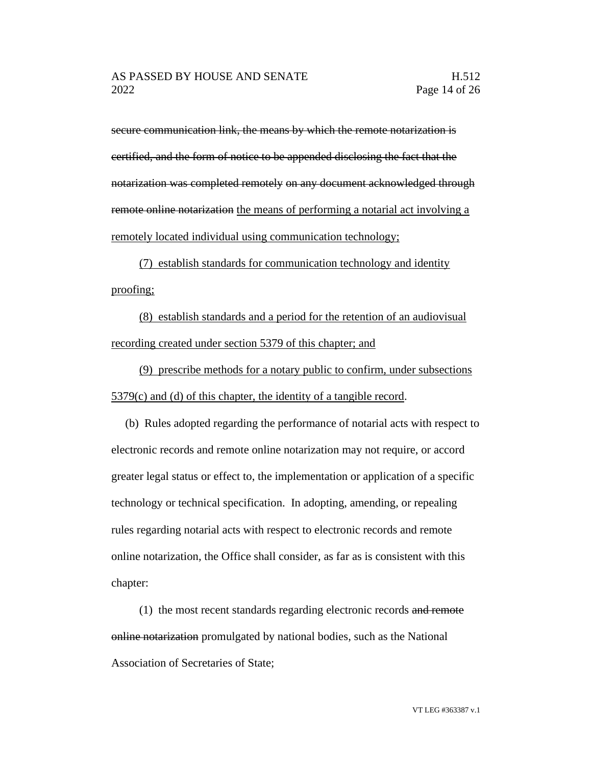~~secure communication link, the means by which the remote notarization is certified, and the form of notice to be appended disclosing the fact that the notarization was completed remotely~~ ~~on any document acknowledged through remote online notarization~~ <u>the means of performing a notarial act involving a remotely located individual using communication technology;</u>

<u>(7) establish standards for communication technology and identity proofing;</u>

<u>(8) establish standards and a period for the retention of an audiovisual recording created under section 5379 of this chapter; and</u>

<u>(9) prescribe methods for a notary public to confirm, under subsections 5379(c) and (d) of this chapter, the identity of a tangible record</u>.

(b) Rules adopted regarding the performance of notarial acts with respect to electronic records and remote online notarization may not require, or accord greater legal status or effect to, the implementation or application of a specific technology or technical specification. In adopting, amending, or repealing rules regarding notarial acts with respect to electronic records and remote online notarization, the Office shall consider, as far as is consistent with this chapter:

(1) the most recent standards regarding electronic records ~~and remote online notarization~~ promulgated by national bodies, such as the National Association of Secretaries of State;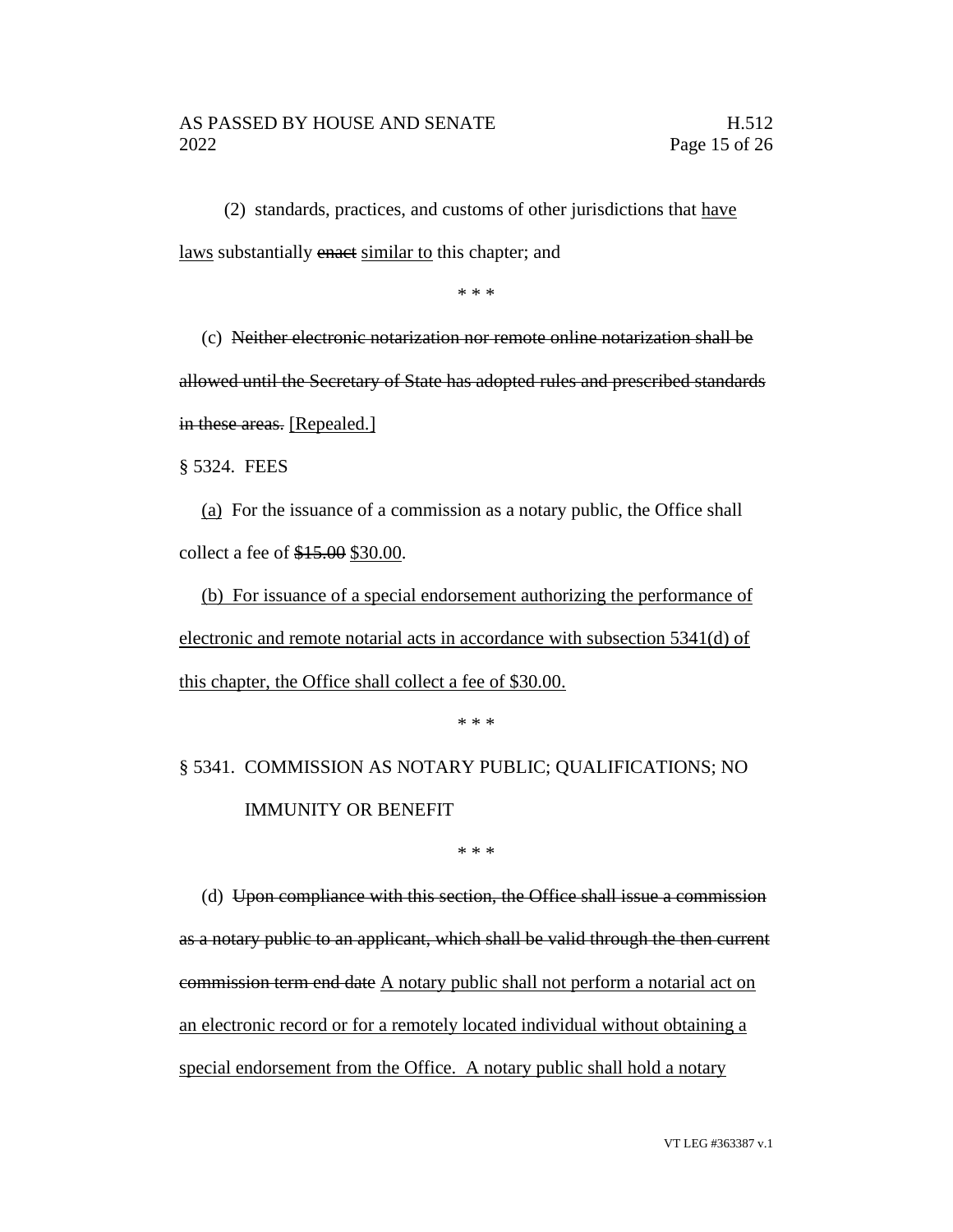(2) standards, practices, and customs of other jurisdictions that <u>have laws</u> substantially ~~enact~~ <u>similar to</u> this chapter; and

\* \* \*

(c) ~~Neither electronic notarization nor remote online notarization shall be allowed until the Secretary of State has adopted rules and prescribed standards in these areas.~~ <u>[Repealed.]</u>

§ 5324. FEES

<u>(a)</u> For the issuance of a commission as a notary public, the Office shall collect a fee of ~~$15.00~~ <u>$30.00</u>.

<u>(b) For issuance of a special endorsement authorizing the performance of electronic and remote notarial acts in accordance with subsection 5341(d) of this chapter, the Office shall collect a fee of $30.00.</u>

\* \* \*

§ 5341. COMMISSION AS NOTARY PUBLIC; QUALIFICATIONS; NO IMMUNITY OR BENEFIT

\* \* \*

(d) ~~Upon compliance with this section, the Office shall issue a commission as a notary public to an applicant, which shall be valid through the then current commission term end date~~ <u>A notary public shall not perform a notarial act on an electronic record or for a remotely located individual without obtaining a special endorsement from the Office. A notary public shall hold a notary</u>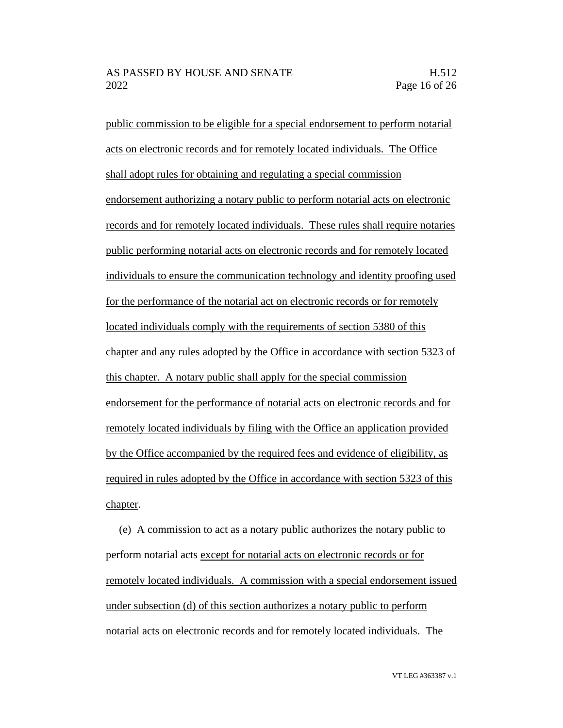public commission to be eligible for a special endorsement to perform notarial acts on electronic records and for remotely located individuals. The Office shall adopt rules for obtaining and regulating a special commission endorsement authorizing a notary public to perform notarial acts on electronic records and for remotely located individuals. These rules shall require notaries public performing notarial acts on electronic records and for remotely located individuals to ensure the communication technology and identity proofing used for the performance of the notarial act on electronic records or for remotely located individuals comply with the requirements of section 5380 of this chapter and any rules adopted by the Office in accordance with section 5323 of this chapter. A notary public shall apply for the special commission endorsement for the performance of notarial acts on electronic records and for remotely located individuals by filing with the Office an application provided by the Office accompanied by the required fees and evidence of eligibility, as required in rules adopted by the Office in accordance with section 5323 of this chapter.

(e) A commission to act as a notary public authorizes the notary public to perform notarial acts except for notarial acts on electronic records or for remotely located individuals. A commission with a special endorsement issued under subsection (d) of this section authorizes a notary public to perform notarial acts on electronic records and for remotely located individuals. The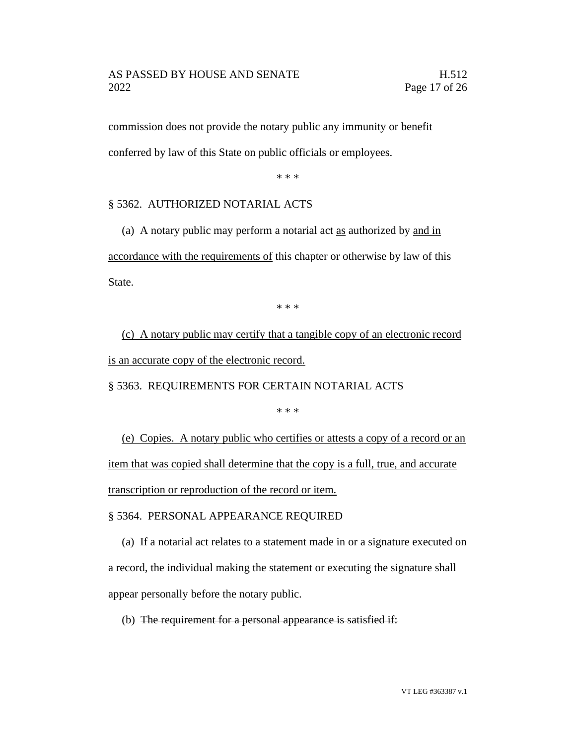commission does not provide the notary public any immunity or benefit conferred by law of this State on public officials or employees.

\* \* \*

§ 5362. AUTHORIZED NOTARIAL ACTS

(a) A notary public may perform a notarial act <u>as</u> authorized by <u>and in accordance with the requirements of</u> this chapter or otherwise by law of this State.

\* \* \*

<u>(c) A notary public may certify that a tangible copy of an electronic record is an accurate copy of the electronic record.</u>

§ 5363. REQUIREMENTS FOR CERTAIN NOTARIAL ACTS

\* \* \*

<u>(e) Copies. A notary public who certifies or attests a copy of a record or an item that was copied shall determine that the copy is a full, true, and accurate transcription or reproduction of the record or item.</u>

§ 5364. PERSONAL APPEARANCE REQUIRED

(a) If a notarial act relates to a statement made in or a signature executed on a record, the individual making the statement or executing the signature shall appear personally before the notary public.

(b) ~~The requirement for a personal appearance is satisfied if:~~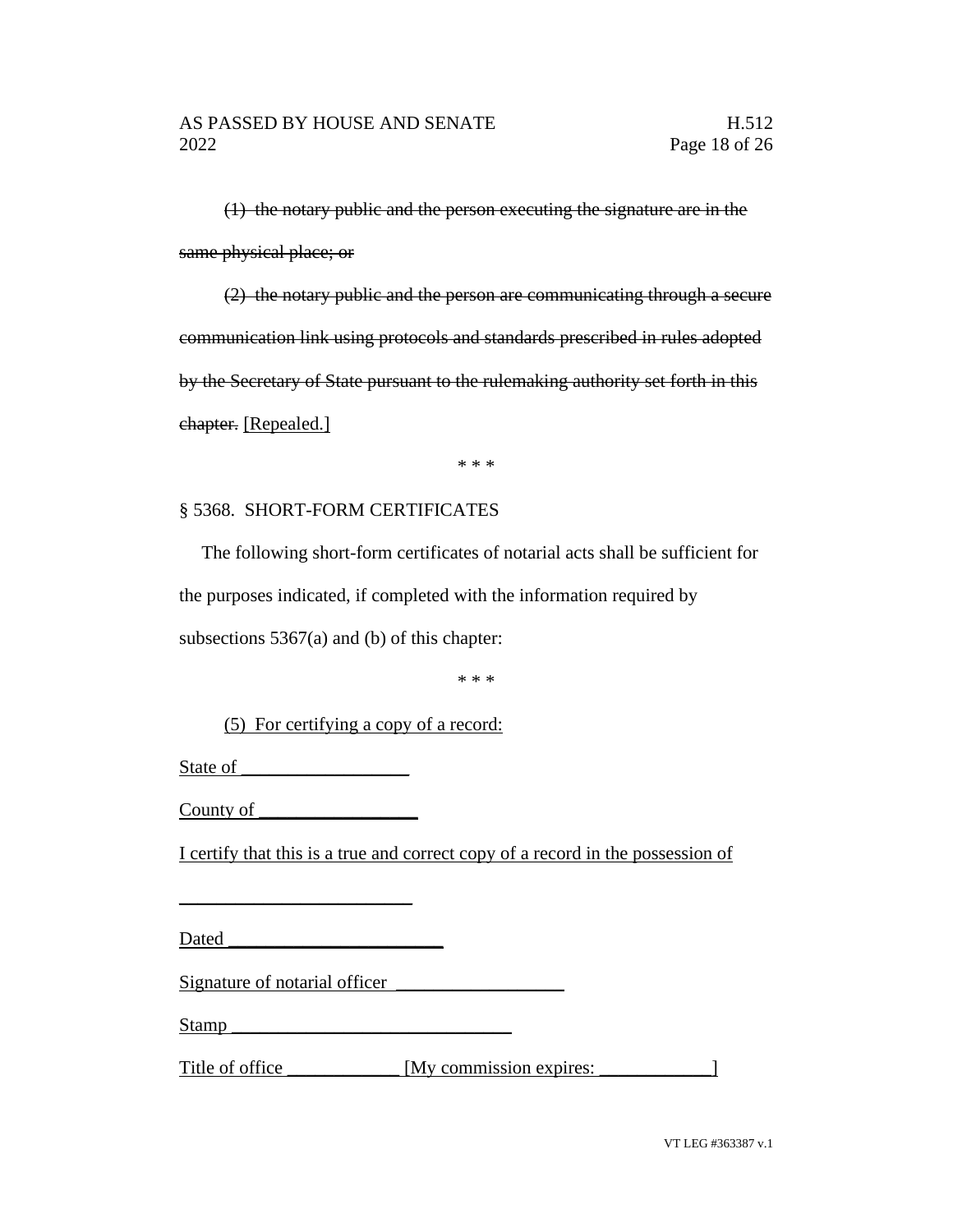~~(1) the notary public and the person executing the signature are in the same physical place; or~~

~~(2) the notary public and the person are communicating through a secure communication link using protocols and standards prescribed in rules adopted by the Secretary of State pursuant to the rulemaking authority set forth in this chapter.~~ <u>[Repealed.]</u>

\* \* \*

§ 5368. SHORT-FORM CERTIFICATES

The following short-form certificates of notarial acts shall be sufficient for the purposes indicated, if completed with the information required by subsections 5367(a) and (b) of this chapter:

\* \* \*

<u>(5) For certifying a copy of a record:</u>

<u>State of __________________</u>

<u>County of _________________</u>

<u>I certify that this is a true and correct copy of a record in the possession of</u>

<u>_________________________</u>

<u>Dated _______________________</u>

<u>Signature of notarial officer __________________</u>

<u>Stamp ______________________________</u>

<u>Title of office ____________ [My commission expires: ____________]</u>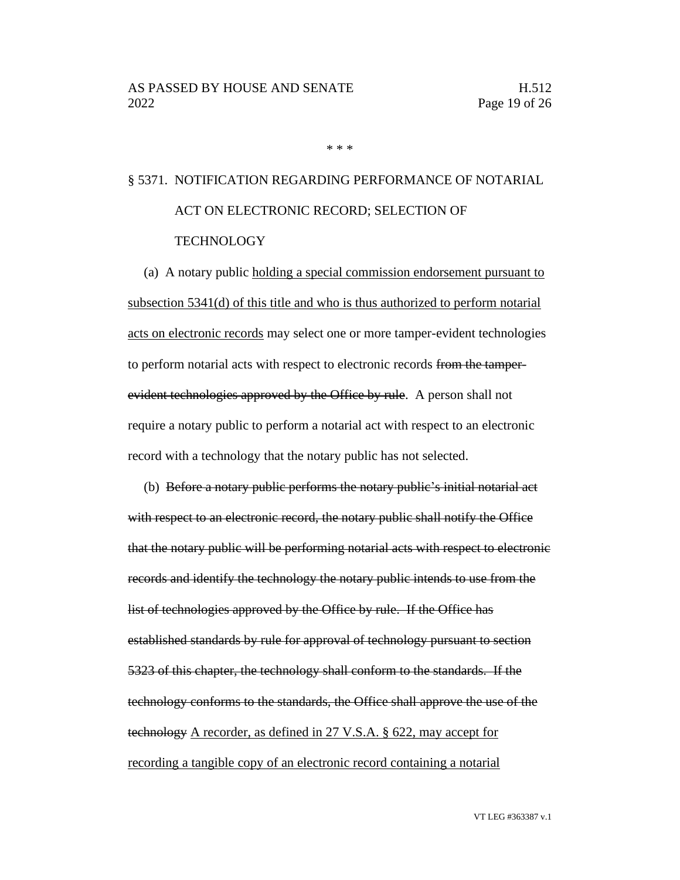\* \* \*

§ 5371. NOTIFICATION REGARDING PERFORMANCE OF NOTARIAL ACT ON ELECTRONIC RECORD; SELECTION OF TECHNOLOGY

(a) A notary public <u>holding a special commission endorsement pursuant to subsection 5341(d) of this title and who is thus authorized to perform notarial acts on electronic records</u> may select one or more tamper-evident technologies to perform notarial acts with respect to electronic records ~~from the tamper-evident technologies approved by the Office by rule~~. A person shall not require a notary public to perform a notarial act with respect to an electronic record with a technology that the notary public has not selected.

(b) ~~Before a notary public performs the notary public's initial notarial act with respect to an electronic record, the notary public shall notify the Office that the notary public will be performing notarial acts with respect to electronic records and identify the technology the notary public intends to use from the list of technologies approved by the Office by rule. If the Office has established standards by rule for approval of technology pursuant to section 5323 of this chapter, the technology shall conform to the standards. If the technology conforms to the standards, the Office shall approve the use of the technology~~ <u>A recorder, as defined in 27 V.S.A. § 622, may accept for recording a tangible copy of an electronic record containing a notarial</u>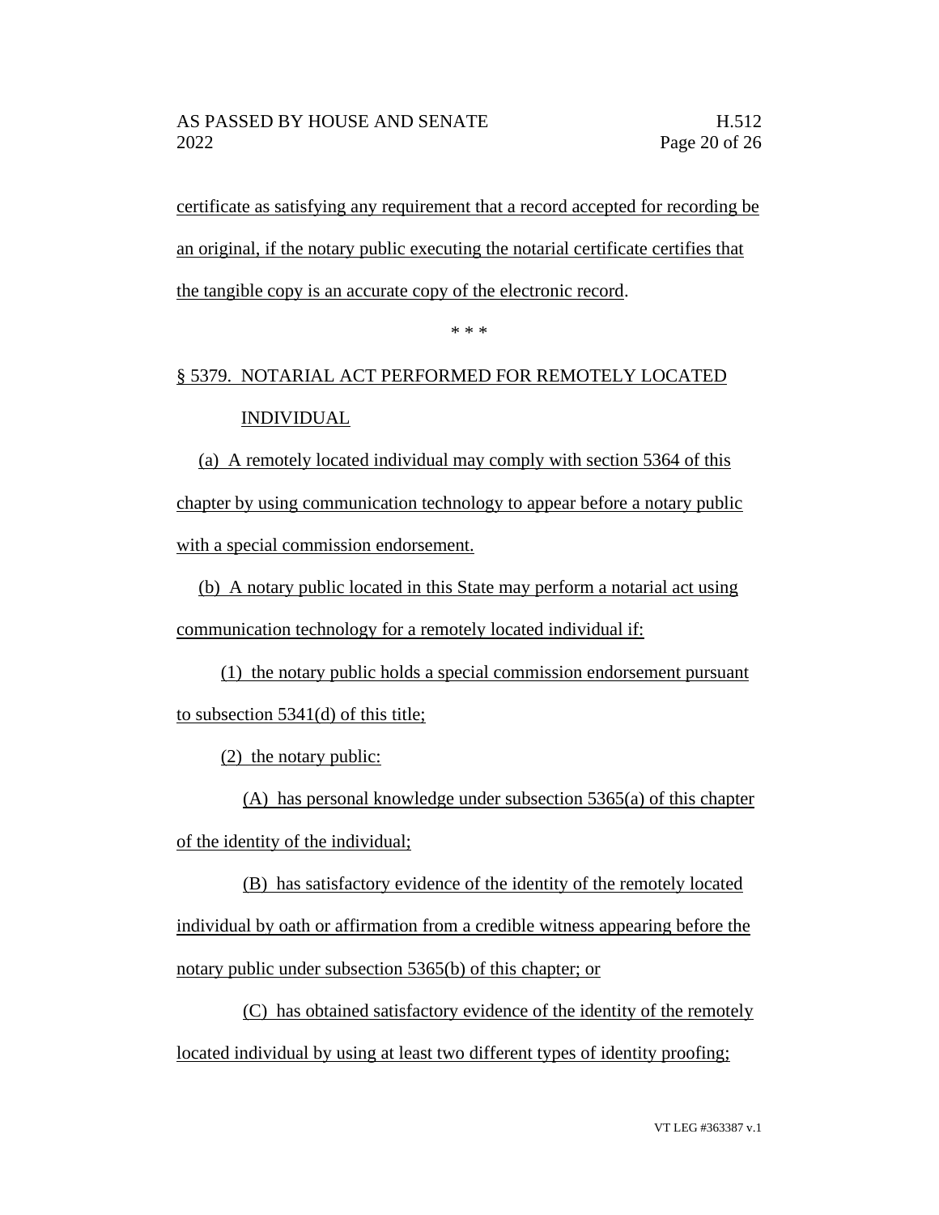certificate as satisfying any requirement that a record accepted for recording be an original, if the notary public executing the notarial certificate certifies that the tangible copy is an accurate copy of the electronic record.

\* \* \*

§ 5379. NOTARIAL ACT PERFORMED FOR REMOTELY LOCATED INDIVIDUAL

(a) A remotely located individual may comply with section 5364 of this chapter by using communication technology to appear before a notary public with a special commission endorsement.

(b) A notary public located in this State may perform a notarial act using communication technology for a remotely located individual if:

(1) the notary public holds a special commission endorsement pursuant to subsection 5341(d) of this title;

(2) the notary public:

(A) has personal knowledge under subsection 5365(a) of this chapter of the identity of the individual;

(B) has satisfactory evidence of the identity of the remotely located individual by oath or affirmation from a credible witness appearing before the notary public under subsection 5365(b) of this chapter; or

(C) has obtained satisfactory evidence of the identity of the remotely located individual by using at least two different types of identity proofing;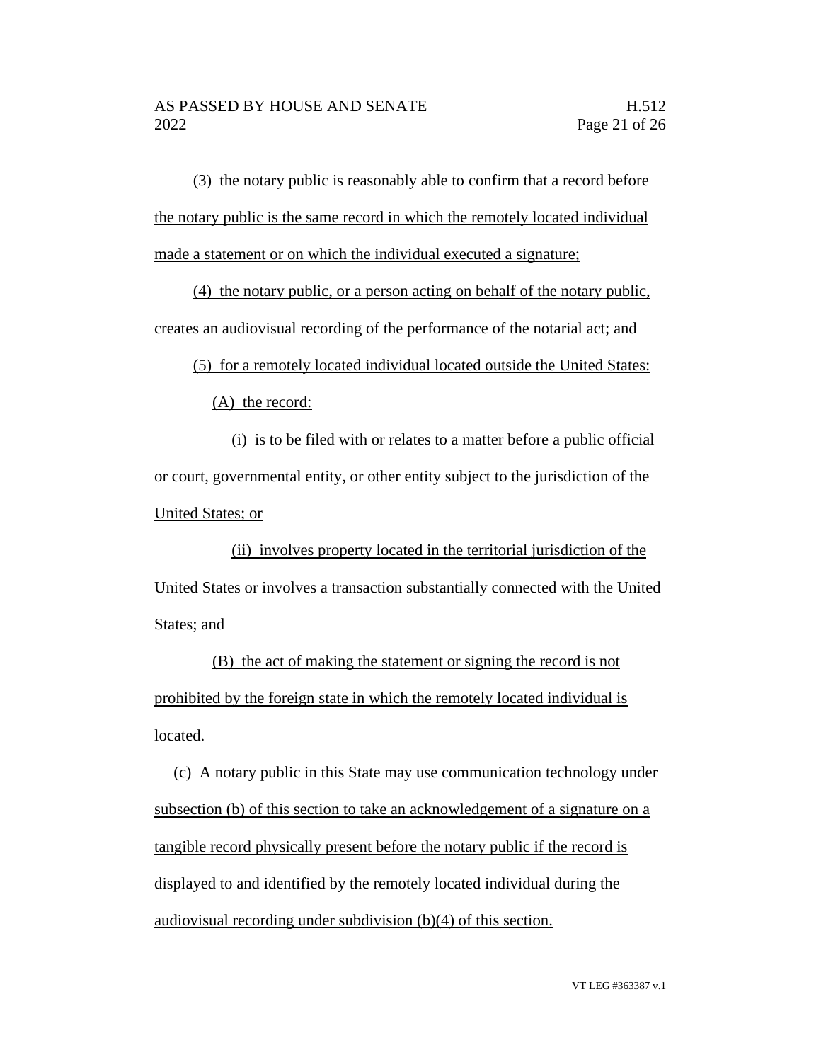(3) the notary public is reasonably able to confirm that a record before the notary public is the same record in which the remotely located individual made a statement or on which the individual executed a signature;

(4) the notary public, or a person acting on behalf of the notary public, creates an audiovisual recording of the performance of the notarial act; and

(5) for a remotely located individual located outside the United States:

(A) the record:

(i) is to be filed with or relates to a matter before a public official or court, governmental entity, or other entity subject to the jurisdiction of the United States; or

(ii) involves property located in the territorial jurisdiction of the United States or involves a transaction substantially connected with the United States; and

(B) the act of making the statement or signing the record is not prohibited by the foreign state in which the remotely located individual is located.

(c) A notary public in this State may use communication technology under subsection (b) of this section to take an acknowledgement of a signature on a tangible record physically present before the notary public if the record is displayed to and identified by the remotely located individual during the audiovisual recording under subdivision (b)(4) of this section.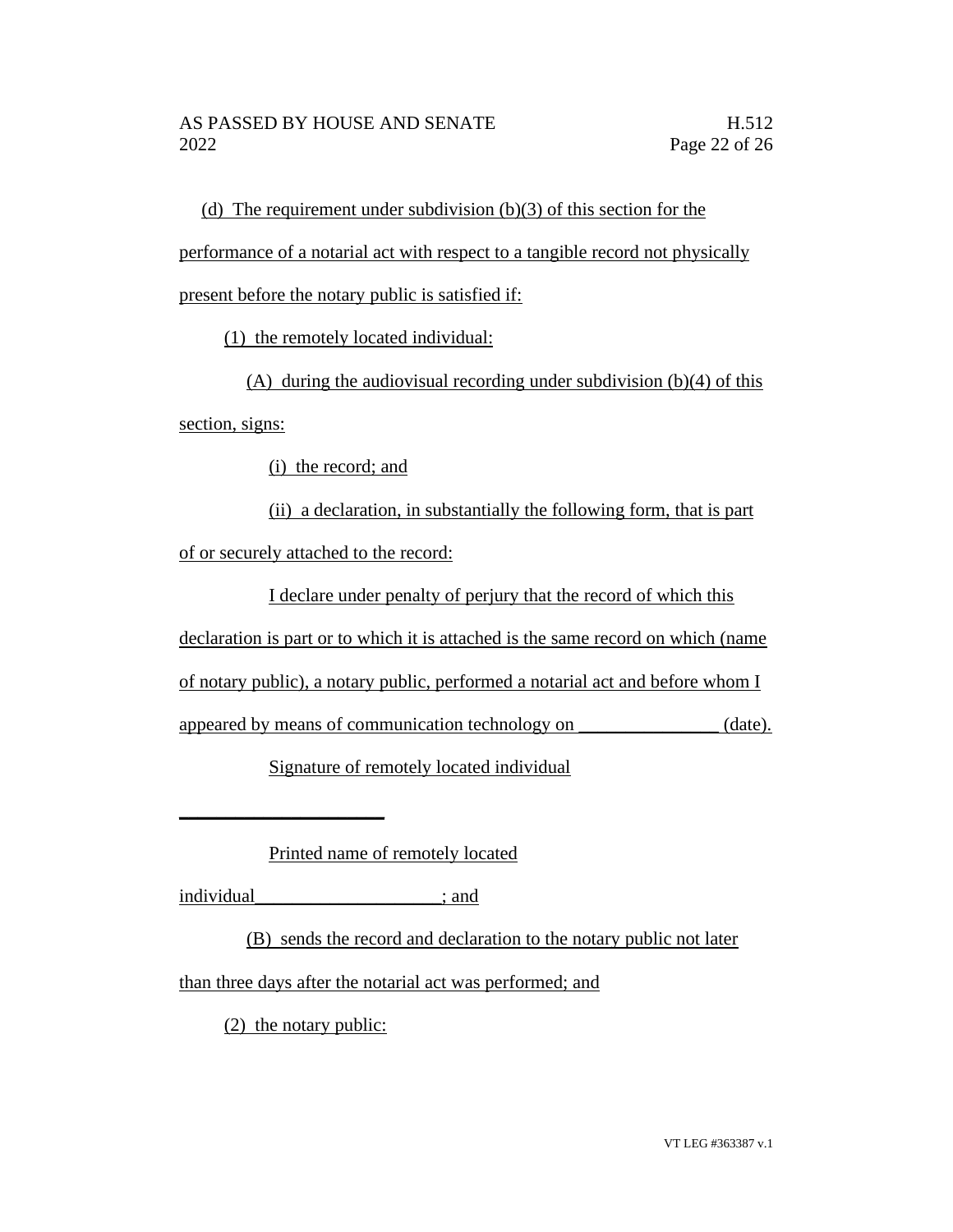(d) The requirement under subdivision (b)(3) of this section for the performance of a notarial act with respect to a tangible record not physically present before the notary public is satisfied if:

(1) the remotely located individual:

(A) during the audiovisual recording under subdivision (b)(4) of this section, signs:

(i) the record; and

(ii) a declaration, in substantially the following form, that is part of or securely attached to the record:

I declare under penalty of perjury that the record of which this declaration is part or to which it is attached is the same record on which (name of notary public), a notary public, performed a notarial act and before whom I appeared by means of communication technology on _______________ (date).

Signature of remotely located individual

______________________

Printed name of remotely located individual____________________; and

(B) sends the record and declaration to the notary public not later than three days after the notarial act was performed; and

(2) the notary public: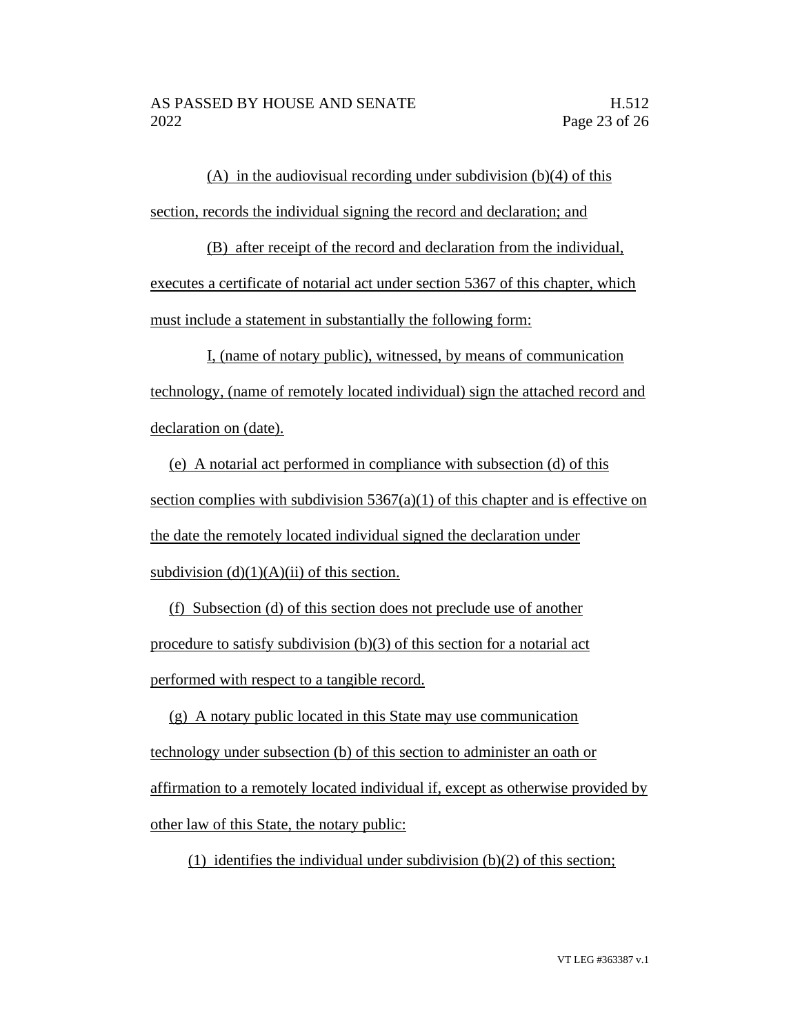(A) in the audiovisual recording under subdivision (b)(4) of this section, records the individual signing the record and declaration; and

(B) after receipt of the record and declaration from the individual, executes a certificate of notarial act under section 5367 of this chapter, which must include a statement in substantially the following form:

I, (name of notary public), witnessed, by means of communication technology, (name of remotely located individual) sign the attached record and declaration on (date).

(e) A notarial act performed in compliance with subsection (d) of this section complies with subdivision 5367(a)(1) of this chapter and is effective on the date the remotely located individual signed the declaration under subdivision (d)(1)(A)(ii) of this section.

(f) Subsection (d) of this section does not preclude use of another procedure to satisfy subdivision (b)(3) of this section for a notarial act performed with respect to a tangible record.

(g) A notary public located in this State may use communication technology under subsection (b) of this section to administer an oath or affirmation to a remotely located individual if, except as otherwise provided by other law of this State, the notary public:

(1) identifies the individual under subdivision (b)(2) of this section;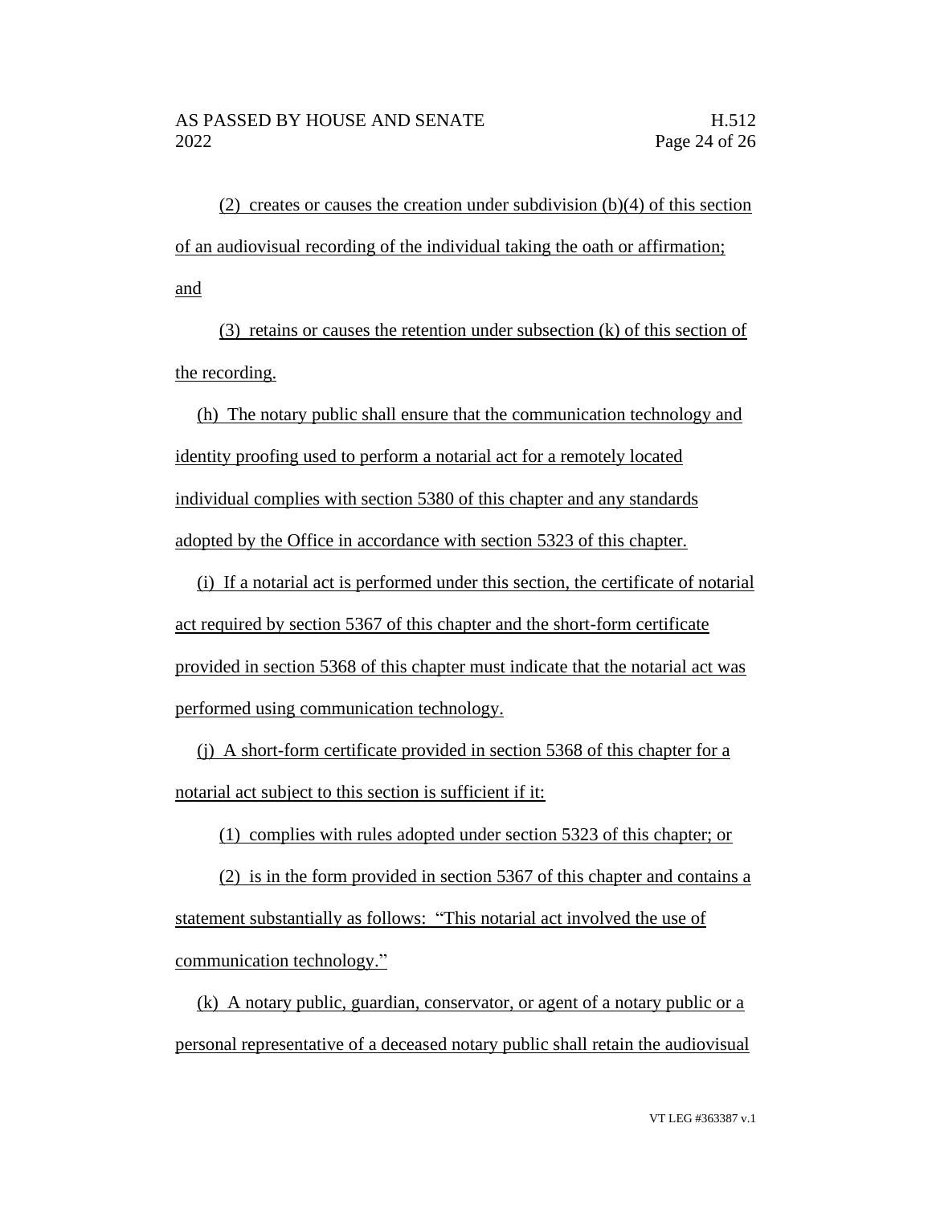(2) creates or causes the creation under subdivision (b)(4) of this section of an audiovisual recording of the individual taking the oath or affirmation; and

(3) retains or causes the retention under subsection (k) of this section of the recording.

(h) The notary public shall ensure that the communication technology and identity proofing used to perform a notarial act for a remotely located individual complies with section 5380 of this chapter and any standards adopted by the Office in accordance with section 5323 of this chapter.

(i) If a notarial act is performed under this section, the certificate of notarial act required by section 5367 of this chapter and the short-form certificate provided in section 5368 of this chapter must indicate that the notarial act was performed using communication technology.

(j) A short-form certificate provided in section 5368 of this chapter for a notarial act subject to this section is sufficient if it:

(1) complies with rules adopted under section 5323 of this chapter; or

(2) is in the form provided in section 5367 of this chapter and contains a statement substantially as follows: "This notarial act involved the use of communication technology."

(k) A notary public, guardian, conservator, or agent of a notary public or a personal representative of a deceased notary public shall retain the audiovisual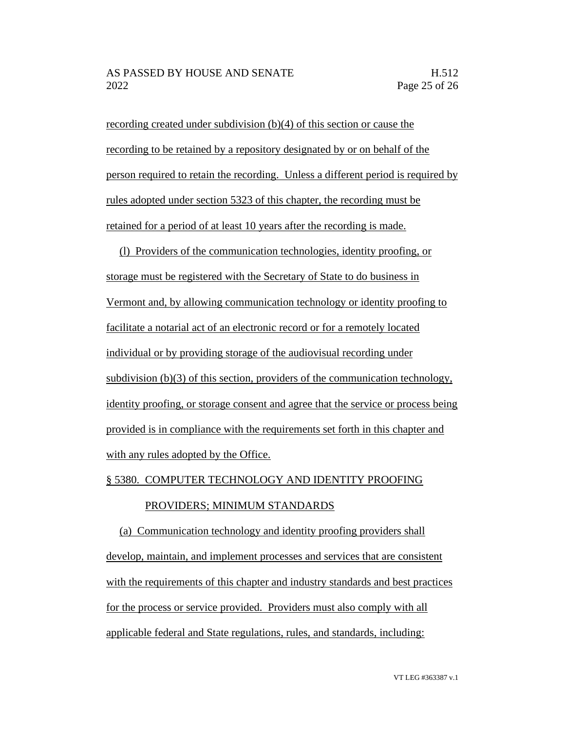recording created under subdivision (b)(4) of this section or cause the recording to be retained by a repository designated by or on behalf of the person required to retain the recording. Unless a different period is required by rules adopted under section 5323 of this chapter, the recording must be retained for a period of at least 10 years after the recording is made.

(l) Providers of the communication technologies, identity proofing, or storage must be registered with the Secretary of State to do business in Vermont and, by allowing communication technology or identity proofing to facilitate a notarial act of an electronic record or for a remotely located individual or by providing storage of the audiovisual recording under subdivision (b)(3) of this section, providers of the communication technology, identity proofing, or storage consent and agree that the service or process being provided is in compliance with the requirements set forth in this chapter and with any rules adopted by the Office.

§ 5380. COMPUTER TECHNOLOGY AND IDENTITY PROOFING PROVIDERS; MINIMUM STANDARDS

(a) Communication technology and identity proofing providers shall develop, maintain, and implement processes and services that are consistent with the requirements of this chapter and industry standards and best practices for the process or service provided. Providers must also comply with all applicable federal and State regulations, rules, and standards, including: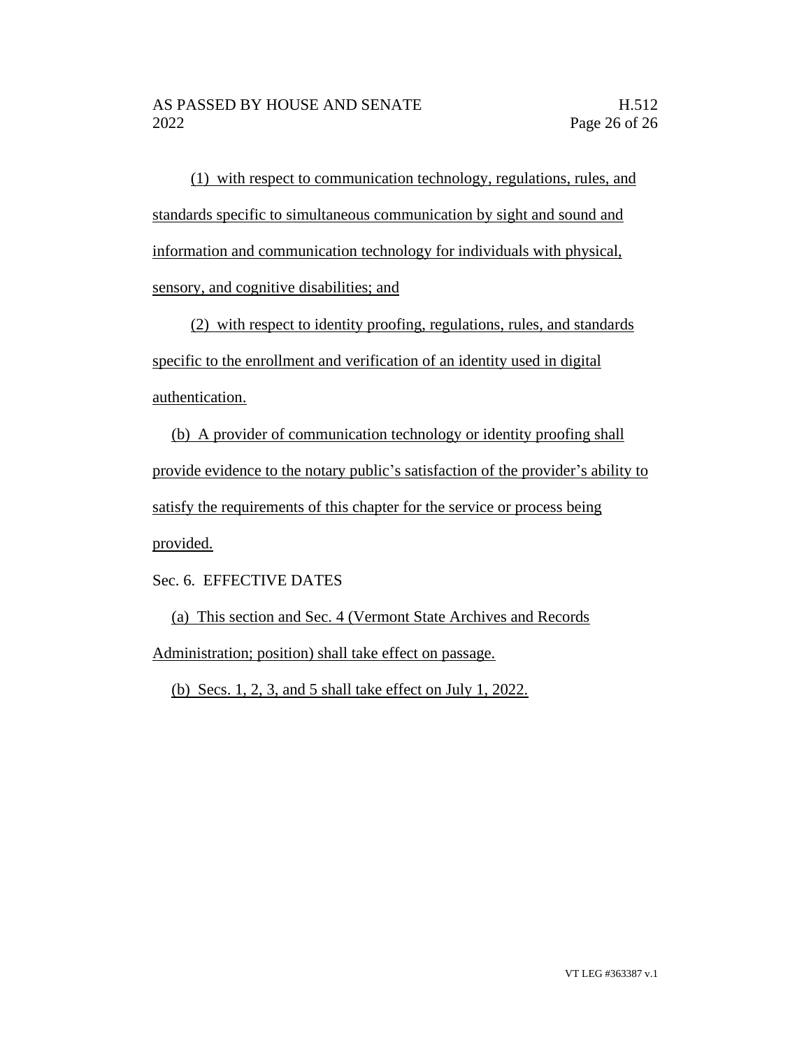(1) with respect to communication technology, regulations, rules, and standards specific to simultaneous communication by sight and sound and information and communication technology for individuals with physical, sensory, and cognitive disabilities; and

(2) with respect to identity proofing, regulations, rules, and standards specific to the enrollment and verification of an identity used in digital authentication.

(b) A provider of communication technology or identity proofing shall provide evidence to the notary public's satisfaction of the provider's ability to satisfy the requirements of this chapter for the service or process being provided.

Sec. 6. EFFECTIVE DATES

(a) This section and Sec. 4 (Vermont State Archives and Records Administration; position) shall take effect on passage.

(b) Secs. 1, 2, 3, and 5 shall take effect on July 1, 2022.